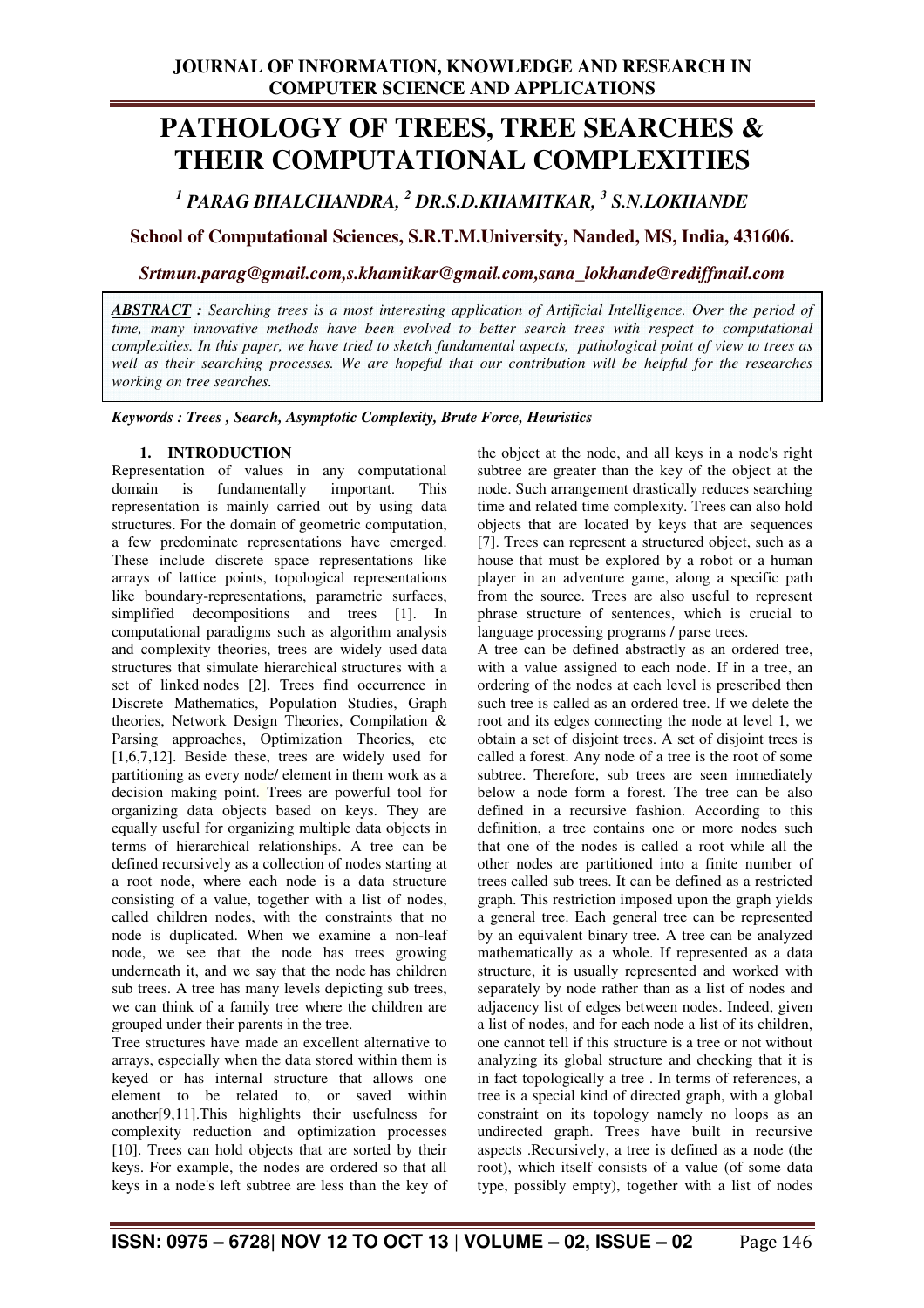# PATHOLOGY OF TREES, TREE SEARCHES & THEIR COMPUTATIONAL COMPLEXITIES

***[1] PARAG BHALCHANDRA, [2] DR.S.D.KHAMITKAR, [3] S.N.LOKHANDE***

**School of Computational Sciences, S.R.T.M.University, Nanded, MS, India, 431606.**

*Srtmun.parag@gmail.com,s.khamitkar@gmail.com,sana_lokhande@rediffmail.com*

***ABSTRACT** : Searching trees is a most interesting application of Artificial Intelligence. Over the period of time, many innovative methods have been evolved to better search trees with respect to computational complexities. In this paper, we have tried to sketch fundamental aspects, pathological point of view to trees as well as their searching processes. We are hopeful that our contribution will be helpful for the researches working on tree searches.*

***Keywords : Trees , Search, Asymptotic Complexity, Brute Force, Heuristics***

## 1. INTRODUCTION

Representation of values in any computational domain is fundamentally important. This representation is mainly carried out by using data structures. For the domain of geometric computation, a few predominate representations have emerged. These include discrete space representations like arrays of lattice points, topological representations like boundary-representations, parametric surfaces, simplified decompositions and trees [1]. In computational paradigms such as algorithm analysis and complexity theories, trees are widely used data structures that simulate hierarchical structures with a set of linked nodes [2]. Trees find occurrence in Discrete Mathematics, Population Studies, Graph theories, Network Design Theories, Compilation & Parsing approaches, Optimization Theories, etc [1,6,7,12]. Beside these, trees are widely used for partitioning as every node/ element in them work as a decision making point. Trees are powerful tool for organizing data objects based on keys. They are equally useful for organizing multiple data objects in terms of hierarchical relationships. A tree can be defined recursively as a collection of nodes starting at a root node, where each node is a data structure consisting of a value, together with a list of nodes, called children nodes, with the constraints that no node is duplicated. When we examine a non-leaf node, we see that the node has trees growing underneath it, and we say that the node has children sub trees. A tree has many levels depicting sub trees, we can think of a family tree where the children are grouped under their parents in the tree.

Tree structures have made an excellent alternative to arrays, especially when the data stored within them is keyed or has internal structure that allows one element to be related to, or saved within another[9,11].This highlights their usefulness for complexity reduction and optimization processes [10]. Trees can hold objects that are sorted by their keys. For example, the nodes are ordered so that all keys in a node's left subtree are less than the key of the object at the node, and all keys in a node's right subtree are greater than the key of the object at the node. Such arrangement drastically reduces searching time and related time complexity. Trees can also hold objects that are located by keys that are sequences [7]. Trees can represent a structured object, such as a house that must be explored by a robot or a human player in an adventure game, along a specific path from the source. Trees are also useful to represent phrase structure of sentences, which is crucial to language processing programs / parse trees.

A tree can be defined abstractly as an ordered tree, with a value assigned to each node. If in a tree, an ordering of the nodes at each level is prescribed then such tree is called as an ordered tree. If we delete the root and its edges connecting the node at level 1, we obtain a set of disjoint trees. A set of disjoint trees is called a forest. Any node of a tree is the root of some subtree. Therefore, sub trees are seen immediately below a node form a forest. The tree can be also defined in a recursive fashion. According to this definition, a tree contains one or more nodes such that one of the nodes is called a root while all the other nodes are partitioned into a finite number of trees called sub trees. It can be defined as a restricted graph. This restriction imposed upon the graph yields a general tree. Each general tree can be represented by an equivalent binary tree. A tree can be analyzed mathematically as a whole. If represented as a data structure, it is usually represented and worked with separately by node rather than as a list of nodes and adjacency list of edges between nodes. Indeed, given a list of nodes, and for each node a list of its children, one cannot tell if this structure is a tree or not without analyzing its global structure and checking that it is in fact topologically a tree . In terms of references, a tree is a special kind of directed graph, with a global constraint on its topology namely no loops as an undirected graph. Trees have built in recursive aspects .Recursively, a tree is defined as a node (the root), which itself consists of a value (of some data type, possibly empty), together with a list of nodes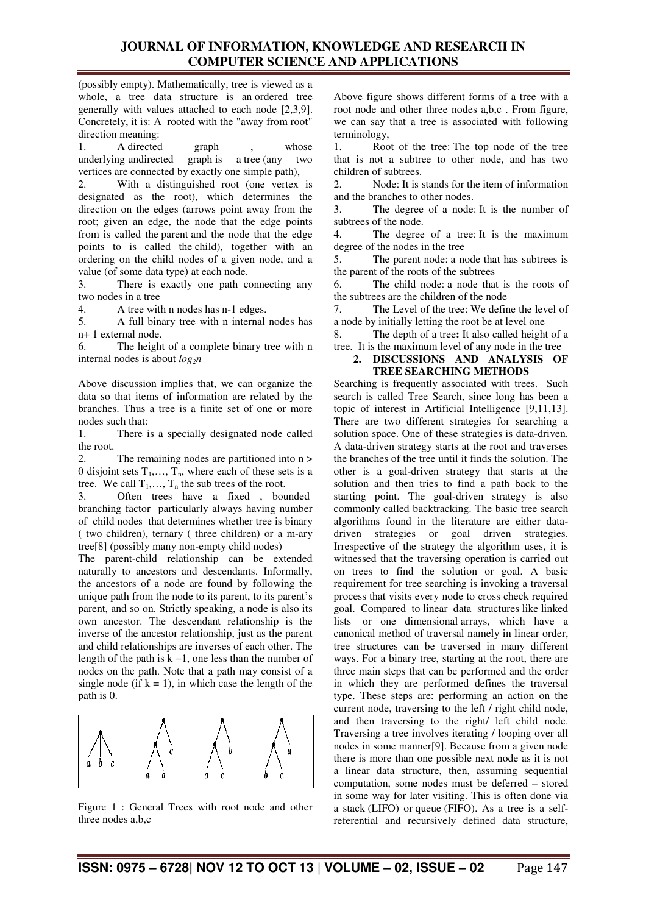(possibly empty). Mathematically, tree is viewed as a whole, a tree data structure is an ordered tree generally with values attached to each node [2,3,9]. Concretely, it is: A rooted with the "away from root" direction meaning:

1. A directed graph , whose underlying undirected graph is a tree (any two vertices are connected by exactly one simple path),
2. With a distinguished root (one vertex is designated as the root), which determines the direction on the edges (arrows point away from the root; given an edge, the node that the edge points from is called the parent and the node that the edge points to is called the child), together with an ordering on the child nodes of a given node, and a value (of some data type) at each node.
3. There is exactly one path connecting any two nodes in a tree
4. A tree with n nodes has n-1 edges.
5. A full binary tree with n internal nodes has n+ 1 external node.
6. The height of a complete binary tree with n internal nodes is about $log_2n$

Above discussion implies that, we can organize the data so that items of information are related by the branches. Thus a tree is a finite set of one or more nodes such that:

1. There is a specially designated node called the root.
2. The remaining nodes are partitioned into n > 0 disjoint sets $T_1,\ldots, T_n$, where each of these sets is a tree. We call $T_1,\ldots, T_n$ the sub trees of the root.
3. Often trees have a fixed , bounded branching factor particularly always having number of child nodes that determines whether tree is binary ( two children), ternary ( three children) or a m-ary tree[8] (possibly many non-empty child nodes)

The parent-child relationship can be extended naturally to ancestors and descendants. Informally, the ancestors of a node are found by following the unique path from the node to its parent, to its parent's parent, and so on. Strictly speaking, a node is also its own ancestor. The descendant relationship is the inverse of the ancestor relationship, just as the parent and child relationships are inverses of each other. The length of the path is k −1, one less than the number of nodes on the path. Note that a path may consist of a single node (if k = 1), in which case the length of the path is 0.

Figure 1 : General Trees with root node and other three nodes a,b,c

Above figure shows different forms of a tree with a root node and other three nodes a,b,c . From figure, we can say that a tree is associated with following terminology,

1. Root of the tree: The top node of the tree that is not a subtree to other node, and has two children of subtrees.
2. Node: It is stands for the item of information and the branches to other nodes.
3. The degree of a node: It is the number of subtrees of the node.
4. The degree of a tree: It is the maximum degree of the nodes in the tree
5. The parent node: a node that has subtrees is the parent of the roots of the subtrees
6. The child node: a node that is the roots of the subtrees are the children of the node
7. The Level of the tree: We define the level of a node by initially letting the root be at level one
8. The depth of a tree**:** It also called height of a tree. It is the maximum level of any node in the tree

## 2. DISCUSSIONS AND ANALYSIS OF TREE SEARCHING METHODS

Searching is frequently associated with trees. Such search is called Tree Search, since long has been a topic of interest in Artificial Intelligence [9,11,13]. There are two different strategies for searching a solution space. One of these strategies is data-driven. A data-driven strategy starts at the root and traverses the branches of the tree until it finds the solution. The other is a goal-driven strategy that starts at the solution and then tries to find a path back to the starting point. The goal-driven strategy is also commonly called backtracking. The basic tree search algorithms found in the literature are either data-driven strategies or goal driven strategies. Irrespective of the strategy the algorithm uses, it is witnessed that the traversing operation is carried out on trees to find the solution or goal. A basic requirement for tree searching is invoking a traversal process that visits every node to cross check required goal. Compared to linear data structures like linked lists or one dimensional arrays, which have a canonical method of traversal namely in linear order, tree structures can be traversed in many different ways. For a binary tree, starting at the root, there are three main steps that can be performed and the order in which they are performed defines the traversal type. These steps are: performing an action on the current node, traversing to the left / right child node, and then traversing to the right/ left child node. Traversing a tree involves iterating / looping over all nodes in some manner[9]. Because from a given node there is more than one possible next node as it is not a linear data structure, then, assuming sequential computation, some nodes must be deferred – stored in some way for later visiting. This is often done via a stack (LIFO) or queue (FIFO). As a tree is a self-referential and recursively defined data structure,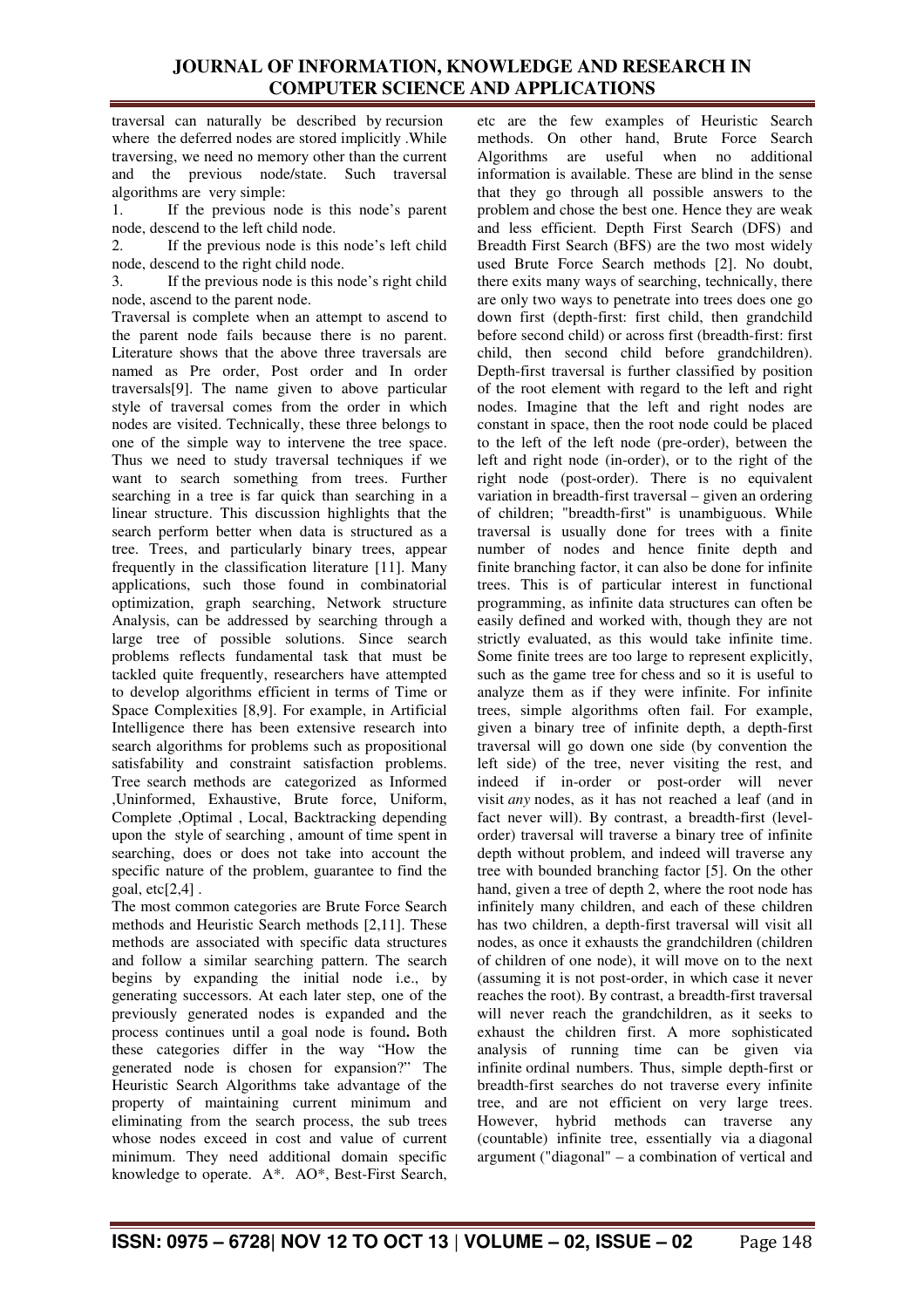traversal can naturally be described by recursion where the deferred nodes are stored implicitly .While traversing, we need no memory other than the current and the previous node/state. Such traversal algorithms are very simple:

1. If the previous node is this node's parent node, descend to the left child node.
2. If the previous node is this node's left child node, descend to the right child node.
3. If the previous node is this node's right child node, ascend to the parent node.

Traversal is complete when an attempt to ascend to the parent node fails because there is no parent. Literature shows that the above three traversals are named as Pre order, Post order and In order traversals[9]. The name given to above particular style of traversal comes from the order in which nodes are visited. Technically, these three belongs to one of the simple way to intervene the tree space. Thus we need to study traversal techniques if we want to search something from trees. Further searching in a tree is far quick than searching in a linear structure. This discussion highlights that the search perform better when data is structured as a tree. Trees, and particularly binary trees, appear frequently in the classification literature [11]. Many applications, such those found in combinatorial optimization, graph searching, Network structure Analysis, can be addressed by searching through a large tree of possible solutions. Since search problems reflects fundamental task that must be tackled quite frequently, researchers have attempted to develop algorithms efficient in terms of Time or Space Complexities [8,9]. For example, in Artificial Intelligence there has been extensive research into search algorithms for problems such as propositional satisfiability and constraint satisfaction problems. Tree search methods are categorized as Informed ,Uninformed, Exhaustive, Brute force, Uniform, Complete ,Optimal , Local, Backtracking depending upon the style of searching , amount of time spent in searching, does or does not take into account the specific nature of the problem, guarantee to find the goal, etc[2,4] .

The most common categories are Brute Force Search methods and Heuristic Search methods [2,11]. These methods are associated with specific data structures and follow a similar searching pattern. The search begins by expanding the initial node i.e., by generating successors. At each later step, one of the previously generated nodes is expanded and the process continues until a goal node is found**.** Both these categories differ in the way "How the generated node is chosen for expansion?" The Heuristic Search Algorithms take advantage of the property of maintaining current minimum and eliminating from the search process, the sub trees whose nodes exceed in cost and value of current minimum. They need additional domain specific knowledge to operate. A*. AO*, Best-First Search, etc are the few examples of Heuristic Search methods. On other hand, Brute Force Search Algorithms are useful when no additional information is available. These are blind in the sense that they go through all possible answers to the problem and chose the best one. Hence they are weak and less efficient. Depth First Search (DFS) and Breadth First Search (BFS) are the two most widely used Brute Force Search methods [2]. No doubt, there exits many ways of searching, technically, there are only two ways to penetrate into trees does one go down first (depth-first: first child, then grandchild before second child) or across first (breadth-first: first child, then second child before grandchildren). Depth-first traversal is further classified by position of the root element with regard to the left and right nodes. Imagine that the left and right nodes are constant in space, then the root node could be placed to the left of the left node (pre-order), between the left and right node (in-order), or to the right of the right node (post-order). There is no equivalent variation in breadth-first traversal – given an ordering of children; "breadth-first" is unambiguous. While traversal is usually done for trees with a finite number of nodes and hence finite depth and finite branching factor, it can also be done for infinite trees. This is of particular interest in functional programming, as infinite data structures can often be easily defined and worked with, though they are not strictly evaluated, as this would take infinite time. Some finite trees are too large to represent explicitly, such as the game tree for chess and so it is useful to analyze them as if they were infinite. For infinite trees, simple algorithms often fail. For example, given a binary tree of infinite depth, a depth-first traversal will go down one side (by convention the left side) of the tree, never visiting the rest, and indeed if in-order or post-order will never visit *any* nodes, as it has not reached a leaf (and in fact never will). By contrast, a breadth-first (level-order) traversal will traverse a binary tree of infinite depth without problem, and indeed will traverse any tree with bounded branching factor [5]. On the other hand, given a tree of depth 2, where the root node has infinitely many children, and each of these children has two children, a depth-first traversal will visit all nodes, as once it exhausts the grandchildren (children of children of one node), it will move on to the next (assuming it is not post-order, in which case it never reaches the root). By contrast, a breadth-first traversal will never reach the grandchildren, as it seeks to exhaust the children first. A more sophisticated analysis of running time can be given via infinite ordinal numbers. Thus, simple depth-first or breadth-first searches do not traverse every infinite tree, and are not efficient on very large trees. However, hybrid methods can traverse any (countable) infinite tree, essentially via a diagonal argument ("diagonal" – a combination of vertical and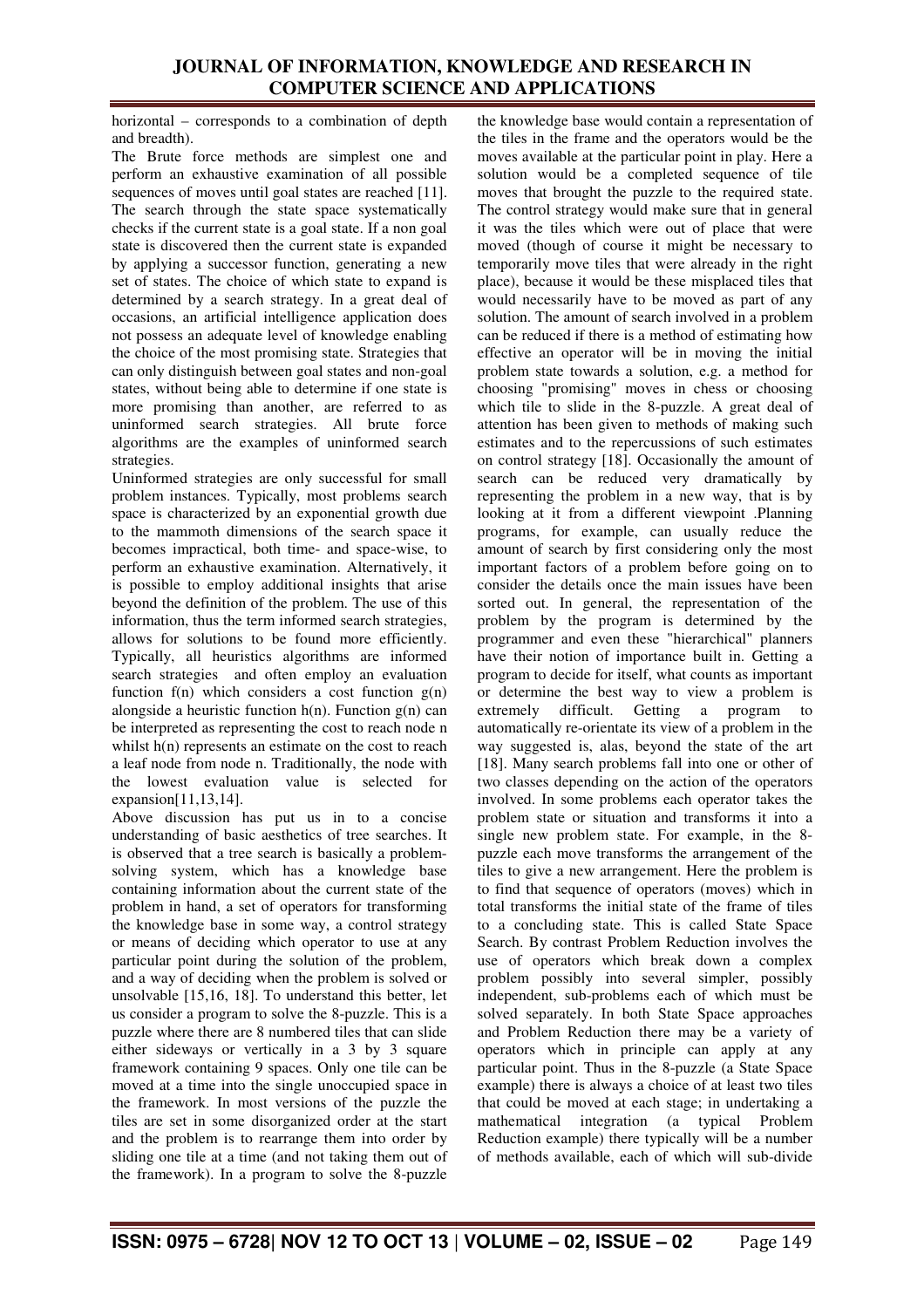horizontal – corresponds to a combination of depth and breadth).

The Brute force methods are simplest one and perform an exhaustive examination of all possible sequences of moves until goal states are reached [11]. The search through the state space systematically checks if the current state is a goal state. If a non goal state is discovered then the current state is expanded by applying a successor function, generating a new set of states. The choice of which state to expand is determined by a search strategy. In a great deal of occasions, an artificial intelligence application does not possess an adequate level of knowledge enabling the choice of the most promising state. Strategies that can only distinguish between goal states and non-goal states, without being able to determine if one state is more promising than another, are referred to as uninformed search strategies. All brute force algorithms are the examples of uninformed search strategies.

Uninformed strategies are only successful for small problem instances. Typically, most problems search space is characterized by an exponential growth due to the mammoth dimensions of the search space it becomes impractical, both time- and space-wise, to perform an exhaustive examination. Alternatively, it is possible to employ additional insights that arise beyond the definition of the problem. The use of this information, thus the term informed search strategies, allows for solutions to be found more efficiently. Typically, all heuristics algorithms are informed search strategies and often employ an evaluation function $f(n)$ which considers a cost function $g(n)$ alongside a heuristic function $h(n)$. Function $g(n)$ can be interpreted as representing the cost to reach node n whilst $h(n)$ represents an estimate on the cost to reach a leaf node from node n. Traditionally, the node with the lowest evaluation value is selected for expansion[11,13,14].

Above discussion has put us in to a concise understanding of basic aesthetics of tree searches. It is observed that a tree search is basically a problem-solving system, which has a knowledge base containing information about the current state of the problem in hand, a set of operators for transforming the knowledge base in some way, a control strategy or means of deciding which operator to use at any particular point during the solution of the problem, and a way of deciding when the problem is solved or unsolvable [15,16, 18]. To understand this better, let us consider a program to solve the 8-puzzle. This is a puzzle where there are 8 numbered tiles that can slide either sideways or vertically in a 3 by 3 square framework containing 9 spaces. Only one tile can be moved at a time into the single unoccupied space in the framework. In most versions of the puzzle the tiles are set in some disorganized order at the start and the problem is to rearrange them into order by sliding one tile at a time (and not taking them out of the framework). In a program to solve the 8-puzzle the knowledge base would contain a representation of the tiles in the frame and the operators would be the moves available at the particular point in play. Here a solution would be a completed sequence of tile moves that brought the puzzle to the required state. The control strategy would make sure that in general it was the tiles which were out of place that were moved (though of course it might be necessary to temporarily move tiles that were already in the right place), because it would be these misplaced tiles that would necessarily have to be moved as part of any solution. The amount of search involved in a problem can be reduced if there is a method of estimating how effective an operator will be in moving the initial problem state towards a solution, e.g. a method for choosing "promising" moves in chess or choosing which tile to slide in the 8-puzzle. A great deal of attention has been given to methods of making such estimates and to the repercussions of such estimates on control strategy [18]. Occasionally the amount of search can be reduced very dramatically by representing the problem in a new way, that is by looking at it from a different viewpoint .Planning programs, for example, can usually reduce the amount of search by first considering only the most important factors of a problem before going on to consider the details once the main issues have been sorted out. In general, the representation of the problem by the program is determined by the programmer and even these "hierarchical" planners have their notion of importance built in. Getting a program to decide for itself, what counts as important or determine the best way to view a problem is extremely difficult. Getting a program to automatically re-orientate its view of a problem in the way suggested is, alas, beyond the state of the art [18]. Many search problems fall into one or other of two classes depending on the action of the operators involved. In some problems each operator takes the problem state or situation and transforms it into a single new problem state. For example, in the 8-puzzle each move transforms the arrangement of the tiles to give a new arrangement. Here the problem is to find that sequence of operators (moves) which in total transforms the initial state of the frame of tiles to a concluding state. This is called State Space Search. By contrast Problem Reduction involves the use of operators which break down a complex problem possibly into several simpler, possibly independent, sub-problems each of which must be solved separately. In both State Space approaches and Problem Reduction there may be a variety of operators which in principle can apply at any particular point. Thus in the 8-puzzle (a State Space example) there is always a choice of at least two tiles that could be moved at each stage; in undertaking a mathematical integration (a typical Problem Reduction example) there typically will be a number of methods available, each of which will sub-divide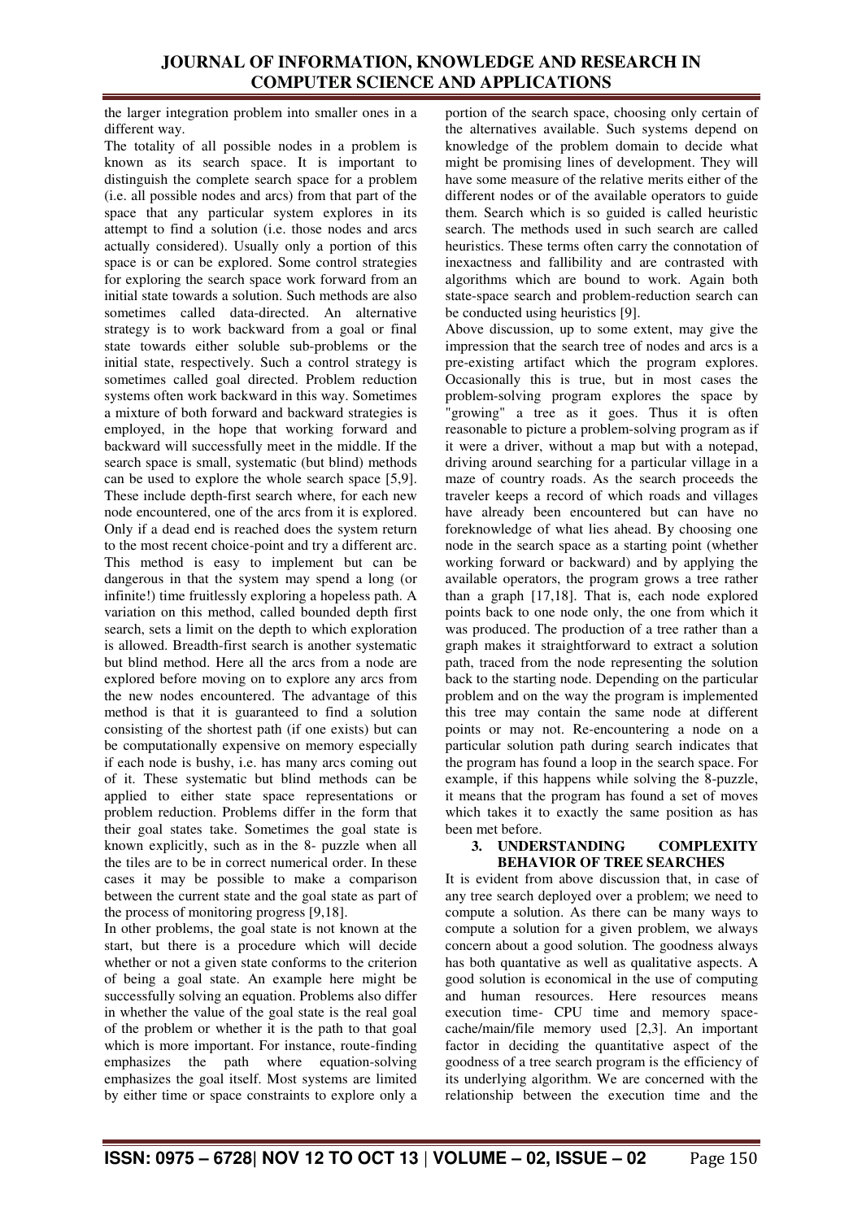the larger integration problem into smaller ones in a different way.

The totality of all possible nodes in a problem is known as its search space. It is important to distinguish the complete search space for a problem (i.e. all possible nodes and arcs) from that part of the space that any particular system explores in its attempt to find a solution (i.e. those nodes and arcs actually considered). Usually only a portion of this space is or can be explored. Some control strategies for exploring the search space work forward from an initial state towards a solution. Such methods are also sometimes called data-directed. An alternative strategy is to work backward from a goal or final state towards either soluble sub-problems or the initial state, respectively. Such a control strategy is sometimes called goal directed. Problem reduction systems often work backward in this way. Sometimes a mixture of both forward and backward strategies is employed, in the hope that working forward and backward will successfully meet in the middle. If the search space is small, systematic (but blind) methods can be used to explore the whole search space [5,9]. These include depth-first search where, for each new node encountered, one of the arcs from it is explored. Only if a dead end is reached does the system return to the most recent choice-point and try a different arc. This method is easy to implement but can be dangerous in that the system may spend a long (or infinite!) time fruitlessly exploring a hopeless path. A variation on this method, called bounded depth first search, sets a limit on the depth to which exploration is allowed. Breadth-first search is another systematic but blind method. Here all the arcs from a node are explored before moving on to explore any arcs from the new nodes encountered. The advantage of this method is that it is guaranteed to find a solution consisting of the shortest path (if one exists) but can be computationally expensive on memory especially if each node is bushy, i.e. has many arcs coming out of it. These systematic but blind methods can be applied to either state space representations or problem reduction. Problems differ in the form that their goal states take. Sometimes the goal state is known explicitly, such as in the 8- puzzle when all the tiles are to be in correct numerical order. In these cases it may be possible to make a comparison between the current state and the goal state as part of the process of monitoring progress [9,18].

In other problems, the goal state is not known at the start, but there is a procedure which will decide whether or not a given state conforms to the criterion of being a goal state. An example here might be successfully solving an equation. Problems also differ in whether the value of the goal state is the real goal of the problem or whether it is the path to that goal which is more important. For instance, route-finding emphasizes the path where equation-solving emphasizes the goal itself. Most systems are limited by either time or space constraints to explore only a portion of the search space, choosing only certain of the alternatives available. Such systems depend on knowledge of the problem domain to decide what might be promising lines of development. They will have some measure of the relative merits either of the different nodes or of the available operators to guide them. Search which is so guided is called heuristic search. The methods used in such search are called heuristics. These terms often carry the connotation of inexactness and fallibility and are contrasted with algorithms which are bound to work. Again both state-space search and problem-reduction search can be conducted using heuristics [9].

Above discussion, up to some extent, may give the impression that the search tree of nodes and arcs is a pre-existing artifact which the program explores. Occasionally this is true, but in most cases the problem-solving program explores the space by "growing" a tree as it goes. Thus it is often reasonable to picture a problem-solving program as if it were a driver, without a map but with a notepad, driving around searching for a particular village in a maze of country roads. As the search proceeds the traveler keeps a record of which roads and villages have already been encountered but can have no foreknowledge of what lies ahead. By choosing one node in the search space as a starting point (whether working forward or backward) and by applying the available operators, the program grows a tree rather than a graph [17,18]. That is, each node explored points back to one node only, the one from which it was produced. The production of a tree rather than a graph makes it straightforward to extract a solution path, traced from the node representing the solution back to the starting node. Depending on the particular problem and on the way the program is implemented this tree may contain the same node at different points or may not. Re-encountering a node on a particular solution path during search indicates that the program has found a loop in the search space. For example, if this happens while solving the 8-puzzle, it means that the program has found a set of moves which takes it to exactly the same position as has been met before.

## 3. UNDERSTANDING COMPLEXITY BEHAVIOR OF TREE SEARCHES

It is evident from above discussion that, in case of any tree search deployed over a problem; we need to compute a solution. As there can be many ways to compute a solution for a given problem, we always concern about a good solution. The goodness always has both quantative as well as qualitative aspects. A good solution is economical in the use of computing and human resources. Here resources means execution time- CPU time and memory space-cache/main/file memory used [2,3]. An important factor in deciding the quantitative aspect of the goodness of a tree search program is the efficiency of its underlying algorithm. We are concerned with the relationship between the execution time and the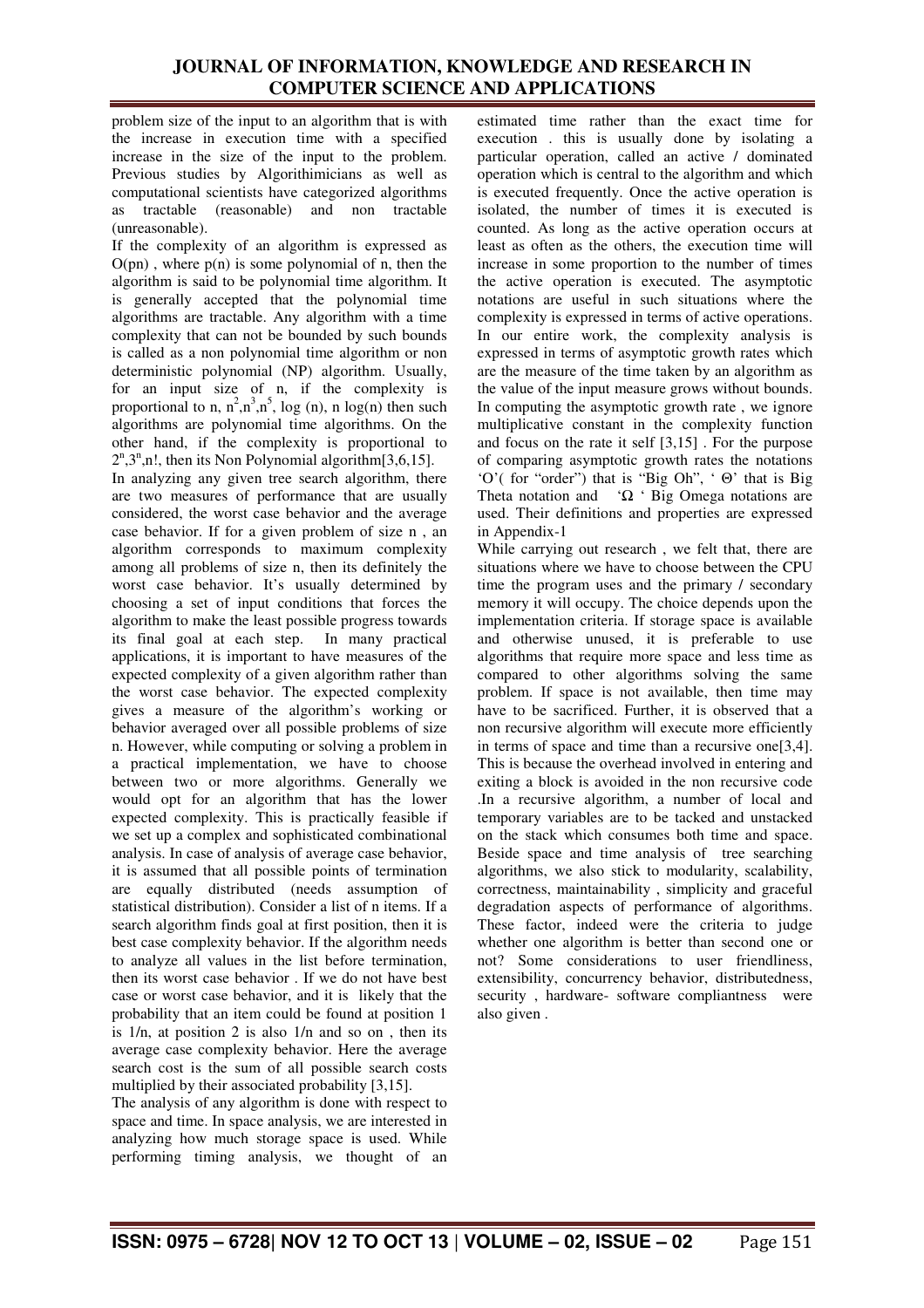problem size of the input to an algorithm that is with the increase in execution time with a specified increase in the size of the input to the problem. Previous studies by Algorithimicians as well as computational scientists have categorized algorithms as tractable (reasonable) and non tractable (unreasonable).

If the complexity of an algorithm is expressed as O(pn) , where p(n) is some polynomial of n, then the algorithm is said to be polynomial time algorithm. It is generally accepted that the polynomial time algorithms are tractable. Any algorithm with a time complexity that can not be bounded by such bounds is called as a non polynomial time algorithm or non deterministic polynomial (NP) algorithm. Usually, for an input size of n, if the complexity is proportional to n, $n^2$,$n^3$,$n^5$, log (n), n log(n) then such algorithms are polynomial time algorithms. On the other hand, if the complexity is proportional to $2^n$,$3^n$,n!, then its Non Polynomial algorithm[3,6,15].

In analyzing any given tree search algorithm, there are two measures of performance that are usually considered, the worst case behavior and the average case behavior. If for a given problem of size n , an algorithm corresponds to maximum complexity among all problems of size n, then its definitely the worst case behavior. It's usually determined by choosing a set of input conditions that forces the algorithm to make the least possible progress towards its final goal at each step. In many practical applications, it is important to have measures of the expected complexity of a given algorithm rather than the worst case behavior. The expected complexity gives a measure of the algorithm's working or behavior averaged over all possible problems of size n. However, while computing or solving a problem in a practical implementation, we have to choose between two or more algorithms. Generally we would opt for an algorithm that has the lower expected complexity. This is practically feasible if we set up a complex and sophisticated combinational analysis. In case of analysis of average case behavior, it is assumed that all possible points of termination are equally distributed (needs assumption of statistical distribution). Consider a list of n items. If a search algorithm finds goal at first position, then it is best case complexity behavior. If the algorithm needs to analyze all values in the list before termination, then its worst case behavior . If we do not have best case or worst case behavior, and it is likely that the probability that an item could be found at position 1 is 1/n, at position 2 is also 1/n and so on , then its average case complexity behavior. Here the average search cost is the sum of all possible search costs multiplied by their associated probability [3,15].

The analysis of any algorithm is done with respect to space and time. In space analysis, we are interested in analyzing how much storage space is used. While performing timing analysis, we thought of an estimated time rather than the exact time for execution . this is usually done by isolating a particular operation, called an active / dominated operation which is central to the algorithm and which is executed frequently. Once the active operation is isolated, the number of times it is executed is counted. As long as the active operation occurs at least as often as the others, the execution time will increase in some proportion to the number of times the active operation is executed. The asymptotic notations are useful in such situations where the complexity is expressed in terms of active operations. In our entire work, the complexity analysis is expressed in terms of asymptotic growth rates which are the measure of the time taken by an algorithm as the value of the input measure grows without bounds. In computing the asymptotic growth rate , we ignore multiplicative constant in the complexity function and focus on the rate it self [3,15] . For the purpose of comparing asymptotic growth rates the notations 'O'( for "order") that is "Big Oh", ' Θ' that is Big Theta notation and 'Ω ' Big Omega notations are used. Their definitions and properties are expressed in Appendix-1

While carrying out research , we felt that, there are situations where we have to choose between the CPU time the program uses and the primary / secondary memory it will occupy. The choice depends upon the implementation criteria. If storage space is available and otherwise unused, it is preferable to use algorithms that require more space and less time as compared to other algorithms solving the same problem. If space is not available, then time may have to be sacrificed. Further, it is observed that a non recursive algorithm will execute more efficiently in terms of space and time than a recursive one[3,4]. This is because the overhead involved in entering and exiting a block is avoided in the non recursive code .In a recursive algorithm, a number of local and temporary variables are to be tacked and unstacked on the stack which consumes both time and space. Beside space and time analysis of tree searching algorithms, we also stick to modularity, scalability, correctness, maintainability , simplicity and graceful degradation aspects of performance of algorithms. These factor, indeed were the criteria to judge whether one algorithm is better than second one or not? Some considerations to user friendliness, extensibility, concurrency behavior, distributedness, security , hardware- software compliantness were also given .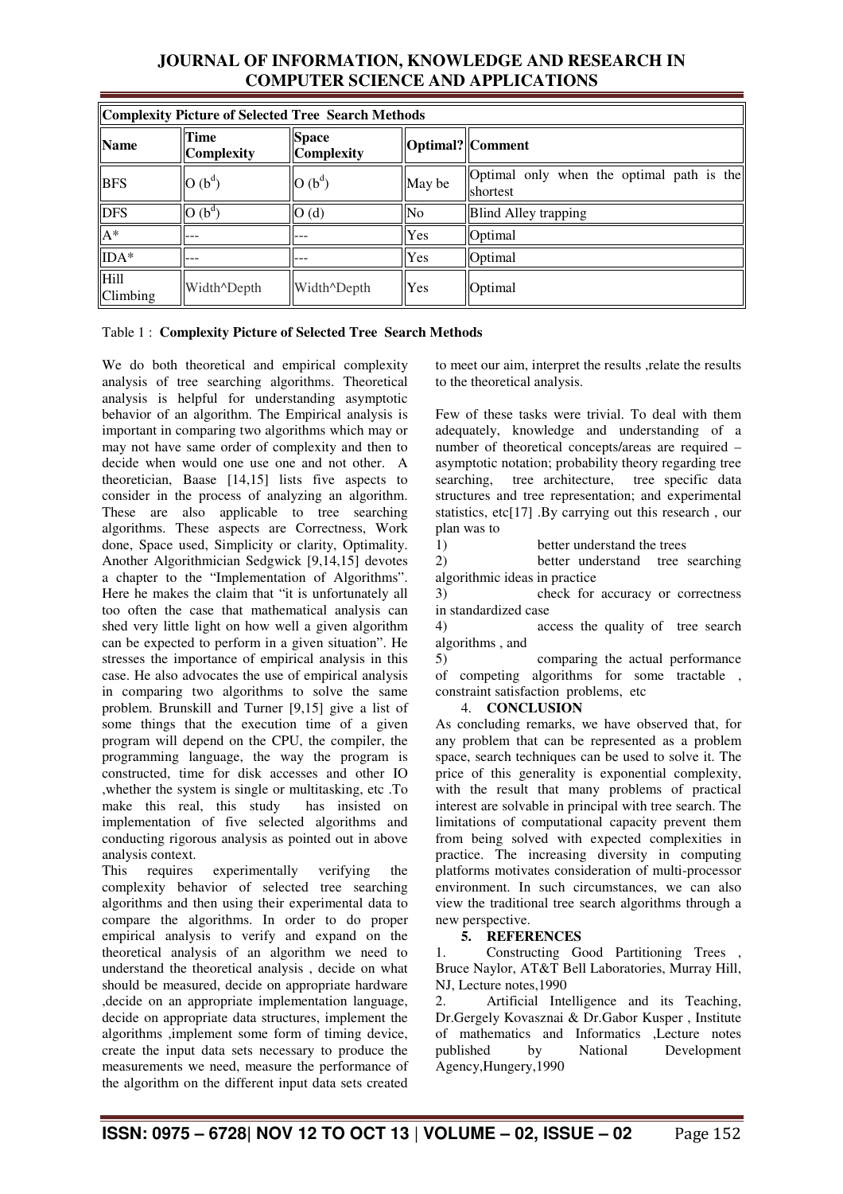| Complexity Picture of Selected Tree Search Methods | | | | |
|---|---|---|---|---|
| **Name** | **Time Complexity** | **Space Complexity** | **Optimal?** | **Comment** |
| BFS | $O(b^d)$ | $O(b^d)$ | May be | Optimal only when the optimal path is the shortest |
| DFS | $O(b^d)$ | $O(d)$ | No | Blind Alley trapping |
| A* | --- | --- | Yes | Optimal |
| IDA* | --- | --- | Yes | Optimal |
| Hill Climbing | Width^Depth | Width^Depth | Yes | Optimal |

Table 1 : **Complexity Picture of Selected Tree Search Methods**

We do both theoretical and empirical complexity analysis of tree searching algorithms. Theoretical analysis is helpful for understanding asymptotic behavior of an algorithm. The Empirical analysis is important in comparing two algorithms which may or may not have same order of complexity and then to decide when would one use one and not other. A theoretician, Baase [14,15] lists five aspects to consider in the process of analyzing an algorithm. These are also applicable to tree searching algorithms. These aspects are Correctness, Work done, Space used, Simplicity or clarity, Optimality. Another Algorithmician Sedgwick [9,14,15] devotes a chapter to the "Implementation of Algorithms". Here he makes the claim that "it is unfortunately all too often the case that mathematical analysis can shed very little light on how well a given algorithm can be expected to perform in a given situation". He stresses the importance of empirical analysis in this case. He also advocates the use of empirical analysis in comparing two algorithms to solve the same problem. Brunskill and Turner [9,15] give a list of some things that the execution time of a given program will depend on the CPU, the compiler, the programming language, the way the program is constructed, time for disk accesses and other IO ,whether the system is single or multitasking, etc .To make this real, this study has insisted on implementation of five selected algorithms and conducting rigorous analysis as pointed out in above analysis context.

This requires experimentally verifying the complexity behavior of selected tree searching algorithms and then using their experimental data to compare the algorithms. In order to do proper empirical analysis to verify and expand on the theoretical analysis of an algorithm we need to understand the theoretical analysis , decide on what should be measured, decide on appropriate hardware ,decide on an appropriate implementation language, decide on appropriate data structures, implement the algorithms ,implement some form of timing device, create the input data sets necessary to produce the measurements we need, measure the performance of the algorithm on the different input data sets created to meet our aim, interpret the results ,relate the results to the theoretical analysis.

Few of these tasks were trivial. To deal with them adequately, knowledge and understanding of a number of theoretical concepts/areas are required – asymptotic notation; probability theory regarding tree searching, tree architecture, tree specific data structures and tree representation; and experimental statistics, etc[17] .By carrying out this research , our plan was to

1) better understand the trees
2) better understand tree searching algorithmic ideas in practice
3) check for accuracy or correctness in standardized case
4) access the quality of tree search algorithms , and
5) comparing the actual performance of competing algorithms for some tractable , constraint satisfaction problems, etc

## 4. CONCLUSION

As concluding remarks, we have observed that, for any problem that can be represented as a problem space, search techniques can be used to solve it. The price of this generality is exponential complexity, with the result that many problems of practical interest are solvable in principal with tree search. The limitations of computational capacity prevent them from being solved with expected complexities in practice. The increasing diversity in computing platforms motivates consideration of multi-processor environment. In such circumstances, we can also view the traditional tree search algorithms through a new perspective.

## 5. REFERENCES

1. Constructing Good Partitioning Trees , Bruce Naylor, AT&T Bell Laboratories, Murray Hill, NJ, Lecture notes,1990
2. Artificial Intelligence and its Teaching, Dr.Gergely Kovasznai & Dr.Gabor Kusper , Institute of mathematics and Informatics ,Lecture notes published by National Development Agency,Hungery,1990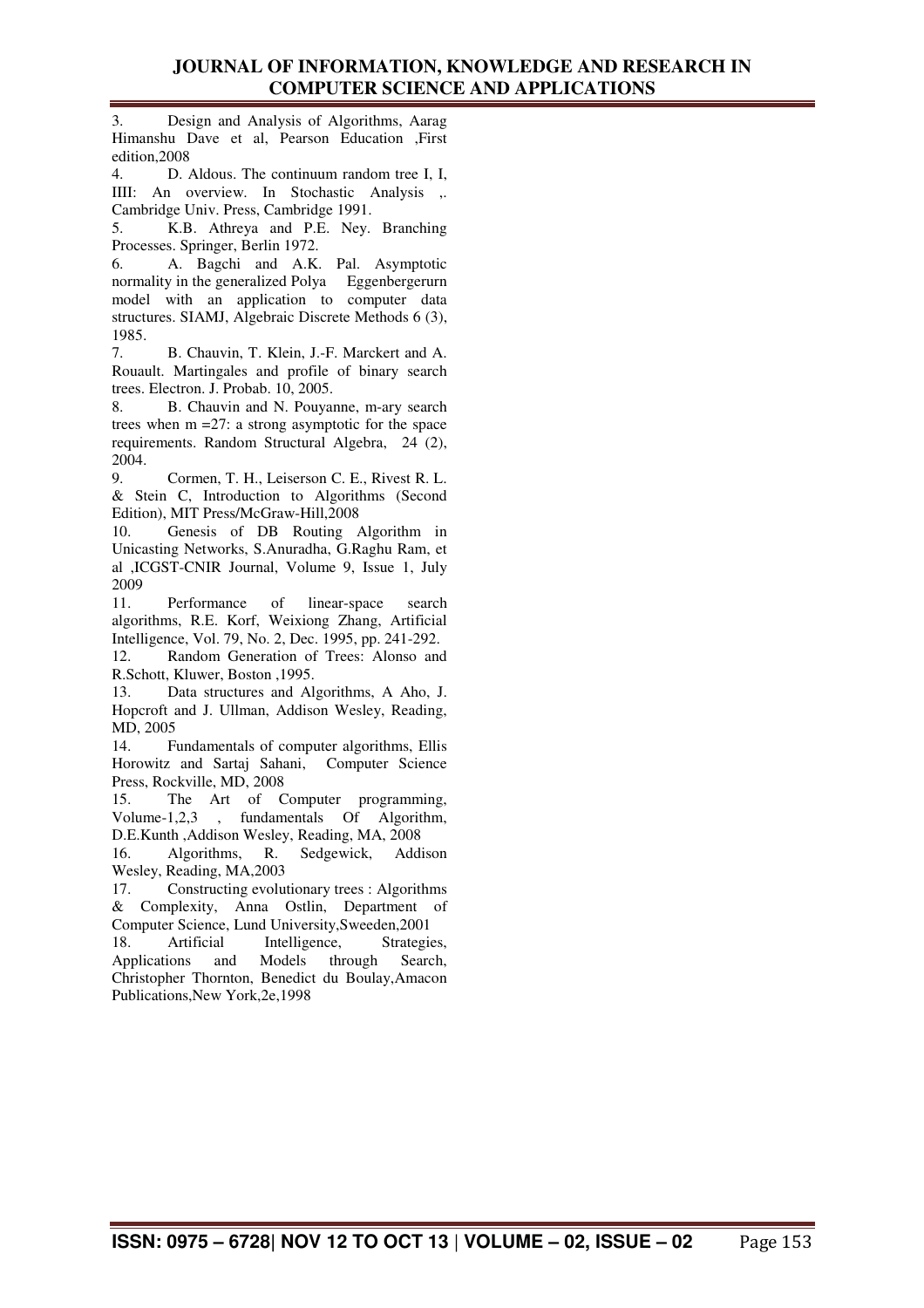3. Design and Analysis of Algorithms, Aarag Himanshu Dave et al, Pearson Education ,First edition,2008
4. D. Aldous. The continuum random tree I, I, IIII: An overview. In Stochastic Analysis ,. Cambridge Univ. Press, Cambridge 1991.
5. K.B. Athreya and P.E. Ney. Branching Processes. Springer, Berlin 1972.
6. A. Bagchi and A.K. Pal. Asymptotic normality in the generalized Polya Eggenbergerurn model with an application to computer data structures. SIAMJ, Algebraic Discrete Methods 6 (3), 1985.
7. B. Chauvin, T. Klein, J.-F. Marckert and A. Rouault. Martingales and profile of binary search trees. Electron. J. Probab. 10, 2005.
8. B. Chauvin and N. Pouyanne, m-ary search trees when m =27: a strong asymptotic for the space requirements. Random Structural Algebra, 24 (2), 2004.
9. Cormen, T. H., Leiserson C. E., Rivest R. L. & Stein C, Introduction to Algorithms (Second Edition), MIT Press/McGraw-Hill,2008
10. Genesis of DB Routing Algorithm in Unicasting Networks, S.Anuradha, G.Raghu Ram, et al ,ICGST-CNIR Journal, Volume 9, Issue 1, July 2009
11. Performance of linear-space search algorithms, R.E. Korf, Weixiong Zhang, Artificial Intelligence, Vol. 79, No. 2, Dec. 1995, pp. 241-292.
12. Random Generation of Trees: Alonso and R.Schott, Kluwer, Boston ,1995.
13. Data structures and Algorithms, A Aho, J. Hopcroft and J. Ullman, Addison Wesley, Reading, MD, 2005
14. Fundamentals of computer algorithms, Ellis Horowitz and Sartaj Sahani, Computer Science Press, Rockville, MD, 2008
15. The Art of Computer programming, Volume-1,2,3 , fundamentals Of Algorithm, D.E.Kunth ,Addison Wesley, Reading, MA, 2008
16. Algorithms, R. Sedgewick, Addison Wesley, Reading, MA,2003
17. Constructing evolutionary trees : Algorithms & Complexity, Anna Ostlin, Department of Computer Science, Lund University,Sweeden,2001
18. Artificial Intelligence, Strategies, Applications and Models through Search, Christopher Thornton, Benedict du Boulay,Amacon Publications,New York,2e,1998